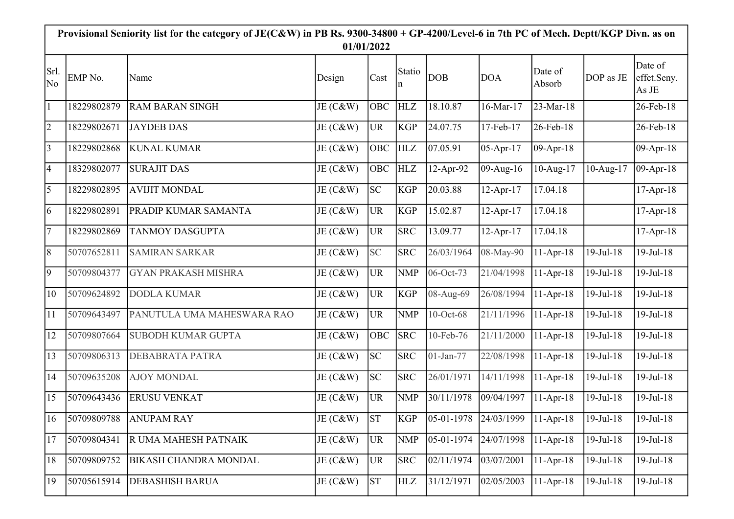**Provisional Seniority list for the category of JE(C&W) in PB Rs. 9300-34800 + GP-4200/Level-6 in 7th PC of Mech. Deptt/KGP Divn. as on 01/01/2022**

| Srl. No | EMP No. | Name | Design | Cast | Station | DOB | DOA | Date of Absorb | DOP as JE | Date of effet.Seny. As JE |
|---|---|---|---|---|---|---|---|---|---|---|
| 1 | 18229802879 | RAM BARAN SINGH | JE (C&W) | OBC | HLZ | 18.10.87 | 16-Mar-17 | 23-Mar-18 | | 26-Feb-18 |
| 2 | 18229802671 | JAYDEB DAS | JE (C&W) | UR | KGP | 24.07.75 | 17-Feb-17 | 26-Feb-18 | | 26-Feb-18 |
| 3 | 18229802868 | KUNAL KUMAR | JE (C&W) | OBC | HLZ | 07.05.91 | 05-Apr-17 | 09-Apr-18 | | 09-Apr-18 |
| 4 | 18329802077 | SURAJIT DAS | JE (C&W) | OBC | HLZ | 12-Apr-92 | 09-Aug-16 | 10-Aug-17 | 10-Aug-17 | 09-Apr-18 |
| 5 | 18229802895 | AVIJIT MONDAL | JE (C&W) | SC | KGP | 20.03.88 | 12-Apr-17 | 17.04.18 | | 17-Apr-18 |
| 6 | 18229802891 | PRADIP KUMAR SAMANTA | JE (C&W) | UR | KGP | 15.02.87 | 12-Apr-17 | 17.04.18 | | 17-Apr-18 |
| 7 | 18229802869 | TANMOY DASGUPTA | JE (C&W) | UR | SRC | 13.09.77 | 12-Apr-17 | 17.04.18 | | 17-Apr-18 |
| 8 | 50707652811 | SAMIRAN SARKAR | JE (C&W) | SC | SRC | 26/03/1964 | 08-May-90 | 11-Apr-18 | 19-Jul-18 | 19-Jul-18 |
| 9 | 50709804377 | GYAN PRAKASH MISHRA | JE (C&W) | UR | NMP | 06-Oct-73 | 21/04/1998 | 11-Apr-18 | 19-Jul-18 | 19-Jul-18 |
| 10 | 50709624892 | DODLA KUMAR | JE (C&W) | UR | KGP | 08-Aug-69 | 26/08/1994 | 11-Apr-18 | 19-Jul-18 | 19-Jul-18 |
| 11 | 50709643497 | PANUTULA UMA MAHESWARA RAO | JE (C&W) | UR | NMP | 10-Oct-68 | 21/11/1996 | 11-Apr-18 | 19-Jul-18 | 19-Jul-18 |
| 12 | 50709807664 | SUBODH KUMAR GUPTA | JE (C&W) | OBC | SRC | 10-Feb-76 | 21/11/2000 | 11-Apr-18 | 19-Jul-18 | 19-Jul-18 |
| 13 | 50709806313 | DEBABRATA PATRA | JE (C&W) | SC | SRC | 01-Jan-77 | 22/08/1998 | 11-Apr-18 | 19-Jul-18 | 19-Jul-18 |
| 14 | 50709635208 | AJOY MONDAL | JE (C&W) | SC | SRC | 26/01/1971 | 14/11/1998 | 11-Apr-18 | 19-Jul-18 | 19-Jul-18 |
| 15 | 50709643436 | ERUSU VENKAT | JE (C&W) | UR | NMP | 30/11/1978 | 09/04/1997 | 11-Apr-18 | 19-Jul-18 | 19-Jul-18 |
| 16 | 50709809788 | ANUPAM RAY | JE (C&W) | ST | KGP | 05-01-1978 | 24/03/1999 | 11-Apr-18 | 19-Jul-18 | 19-Jul-18 |
| 17 | 50709804341 | R UMA MAHESH PATNAIK | JE (C&W) | UR | NMP | 05-01-1974 | 24/07/1998 | 11-Apr-18 | 19-Jul-18 | 19-Jul-18 |
| 18 | 50709809752 | BIKASH CHANDRA MONDAL | JE (C&W) | UR | SRC | 02/11/1974 | 03/07/2001 | 11-Apr-18 | 19-Jul-18 | 19-Jul-18 |
| 19 | 50705615914 | DEBASHISH BARUA | JE (C&W) | ST | HLZ | 31/12/1971 | 02/05/2003 | 11-Apr-18 | 19-Jul-18 | 19-Jul-18 |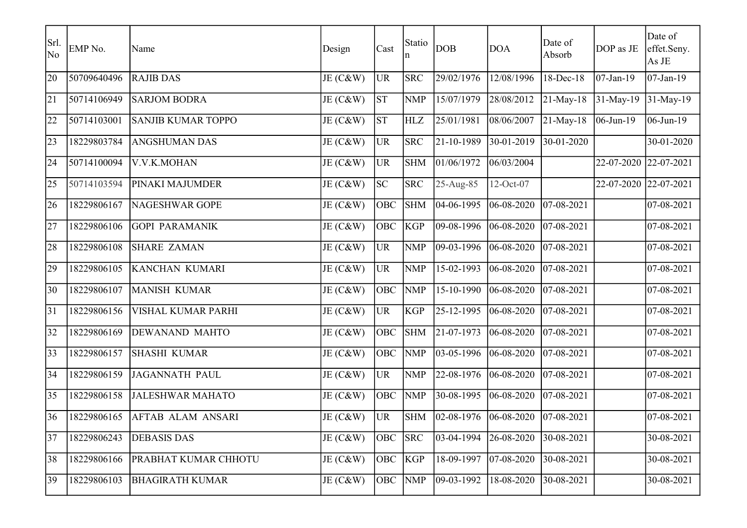| Srl. No | EMP No. | Name | Design | Cast | Station | DOB | DOA | Date of Absorb | DOP as JE | Date of effet.Seny. As JE |
|---|---|---|---|---|---|---|---|---|---|---|
| 20 | 50709640496 | RAJIB DAS | JE (C&W) | UR | SRC | 29/02/1976 | 12/08/1996 | 18-Dec-18 | 07-Jan-19 | 07-Jan-19 |
| 21 | 50714106949 | SARJOM BODRA | JE (C&W) | ST | NMP | 15/07/1979 | 28/08/2012 | 21-May-18 | 31-May-19 | 31-May-19 |
| 22 | 50714103001 | SANJIB KUMAR TOPPO | JE (C&W) | ST | HLZ | 25/01/1981 | 08/06/2007 | 21-May-18 | 06-Jun-19 | 06-Jun-19 |
| 23 | 18229803784 | ANGSHUMAN DAS | JE (C&W) | UR | SRC | 21-10-1989 | 30-01-2019 | 30-01-2020 | | 30-01-2020 |
| 24 | 50714100094 | V.V.K.MOHAN | JE (C&W) | UR | SHM | 01/06/1972 | 06/03/2004 | | 22-07-2020 | 22-07-2021 |
| 25 | 50714103594 | PINAKI MAJUMDER | JE (C&W) | SC | SRC | 25-Aug-85 | 12-Oct-07 | | 22-07-2020 | 22-07-2021 |
| 26 | 18229806167 | NAGESHWAR GOPE | JE (C&W) | OBC | SHM | 04-06-1995 | 06-08-2020 | 07-08-2021 | | 07-08-2021 |
| 27 | 18229806106 | GOPI PARAMANIK | JE (C&W) | OBC | KGP | 09-08-1996 | 06-08-2020 | 07-08-2021 | | 07-08-2021 |
| 28 | 18229806108 | SHARE ZAMAN | JE (C&W) | UR | NMP | 09-03-1996 | 06-08-2020 | 07-08-2021 | | 07-08-2021 |
| 29 | 18229806105 | KANCHAN KUMARI | JE (C&W) | UR | NMP | 15-02-1993 | 06-08-2020 | 07-08-2021 | | 07-08-2021 |
| 30 | 18229806107 | MANISH KUMAR | JE (C&W) | OBC | NMP | 15-10-1990 | 06-08-2020 | 07-08-2021 | | 07-08-2021 |
| 31 | 18229806156 | VISHAL KUMAR PARHI | JE (C&W) | UR | KGP | 25-12-1995 | 06-08-2020 | 07-08-2021 | | 07-08-2021 |
| 32 | 18229806169 | DEWANAND MAHTO | JE (C&W) | OBC | SHM | 21-07-1973 | 06-08-2020 | 07-08-2021 | | 07-08-2021 |
| 33 | 18229806157 | SHASHI KUMAR | JE (C&W) | OBC | NMP | 03-05-1996 | 06-08-2020 | 07-08-2021 | | 07-08-2021 |
| 34 | 18229806159 | JAGANNATH PAUL | JE (C&W) | UR | NMP | 22-08-1976 | 06-08-2020 | 07-08-2021 | | 07-08-2021 |
| 35 | 18229806158 | JALESHWAR MAHATO | JE (C&W) | OBC | NMP | 30-08-1995 | 06-08-2020 | 07-08-2021 | | 07-08-2021 |
| 36 | 18229806165 | AFTAB ALAM ANSARI | JE (C&W) | UR | SHM | 02-08-1976 | 06-08-2020 | 07-08-2021 | | 07-08-2021 |
| 37 | 18229806243 | DEBASIS DAS | JE (C&W) | OBC | SRC | 03-04-1994 | 26-08-2020 | 30-08-2021 | | 30-08-2021 |
| 38 | 18229806166 | PRABHAT KUMAR CHHOTU | JE (C&W) | OBC | KGP | 18-09-1997 | 07-08-2020 | 30-08-2021 | | 30-08-2021 |
| 39 | 18229806103 | BHAGIRATH KUMAR | JE (C&W) | OBC | NMP | 09-03-1992 | 18-08-2020 | 30-08-2021 | | 30-08-2021 |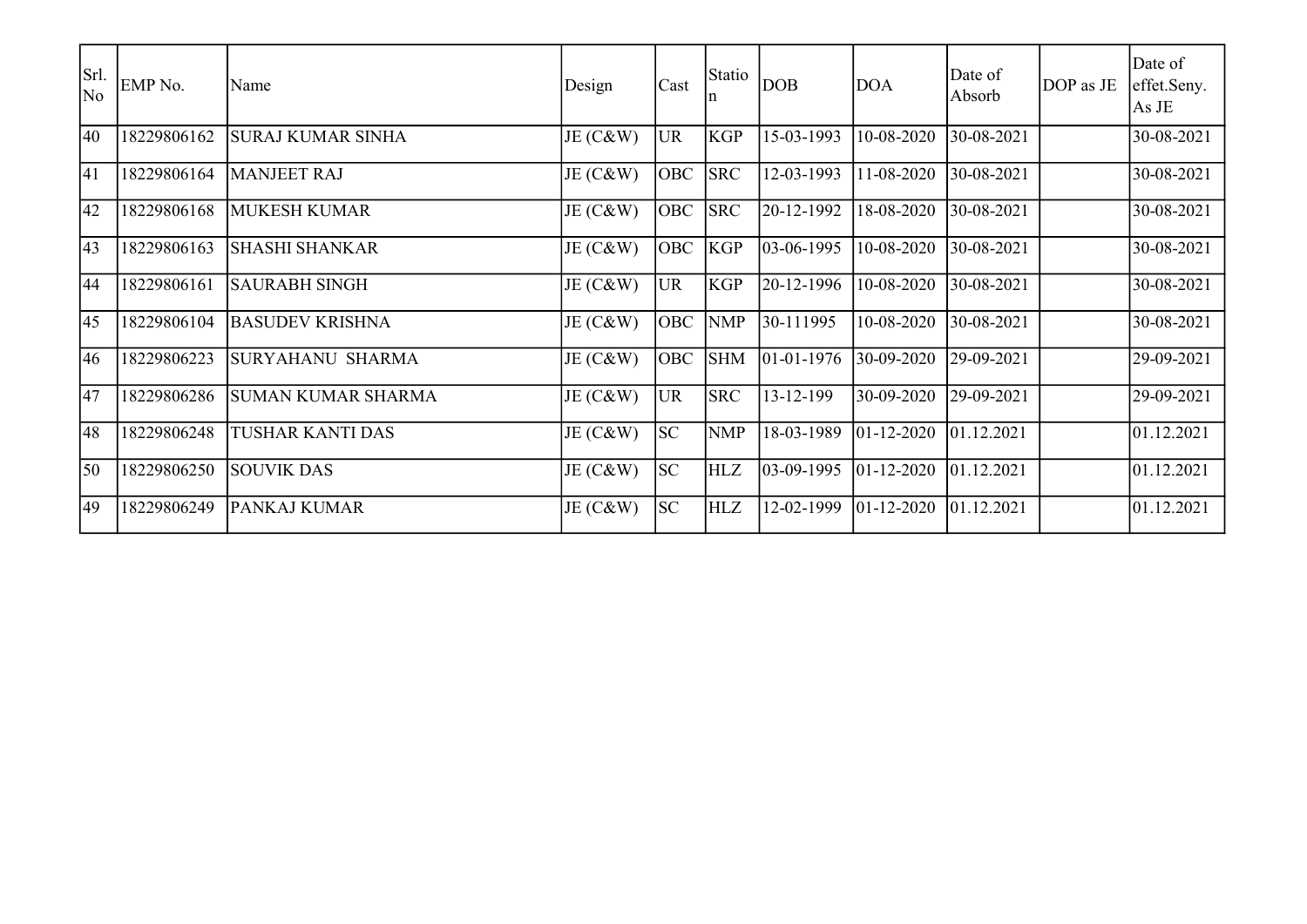| Srl. No | EMP No. | Name | Design | Cast | Station | DOB | DOA | Date of Absorb | DOP as JE | Date of effet.Seny. As JE |
|---|---|---|---|---|---|---|---|---|---|---|
| 40 | 18229806162 | SURAJ KUMAR SINHA | JE (C&W) | UR | KGP | 15-03-1993 | 10-08-2020 | 30-08-2021 | | 30-08-2021 |
| 41 | 18229806164 | MANJEET RAJ | JE (C&W) | OBC | SRC | 12-03-1993 | 11-08-2020 | 30-08-2021 | | 30-08-2021 |
| 42 | 18229806168 | MUKESH KUMAR | JE (C&W) | OBC | SRC | 20-12-1992 | 18-08-2020 | 30-08-2021 | | 30-08-2021 |
| 43 | 18229806163 | SHASHI SHANKAR | JE (C&W) | OBC | KGP | 03-06-1995 | 10-08-2020 | 30-08-2021 | | 30-08-2021 |
| 44 | 18229806161 | SAURABH SINGH | JE (C&W) | UR | KGP | 20-12-1996 | 10-08-2020 | 30-08-2021 | | 30-08-2021 |
| 45 | 18229806104 | BASUDEV KRISHNA | JE (C&W) | OBC | NMP | 30-111995 | 10-08-2020 | 30-08-2021 | | 30-08-2021 |
| 46 | 18229806223 | SURYAHANU SHARMA | JE (C&W) | OBC | SHM | 01-01-1976 | 30-09-2020 | 29-09-2021 | | 29-09-2021 |
| 47 | 18229806286 | SUMAN KUMAR SHARMA | JE (C&W) | UR | SRC | 13-12-199 | 30-09-2020 | 29-09-2021 | | 29-09-2021 |
| 48 | 18229806248 | TUSHAR KANTI DAS | JE (C&W) | SC | NMP | 18-03-1989 | 01-12-2020 | 01.12.2021 | | 01.12.2021 |
| 50 | 18229806250 | SOUVIK DAS | JE (C&W) | SC | HLZ | 03-09-1995 | 01-12-2020 | 01.12.2021 | | 01.12.2021 |
| 49 | 18229806249 | PANKAJ KUMAR | JE (C&W) | SC | HLZ | 12-02-1999 | 01-12-2020 | 01.12.2021 | | 01.12.2021 |